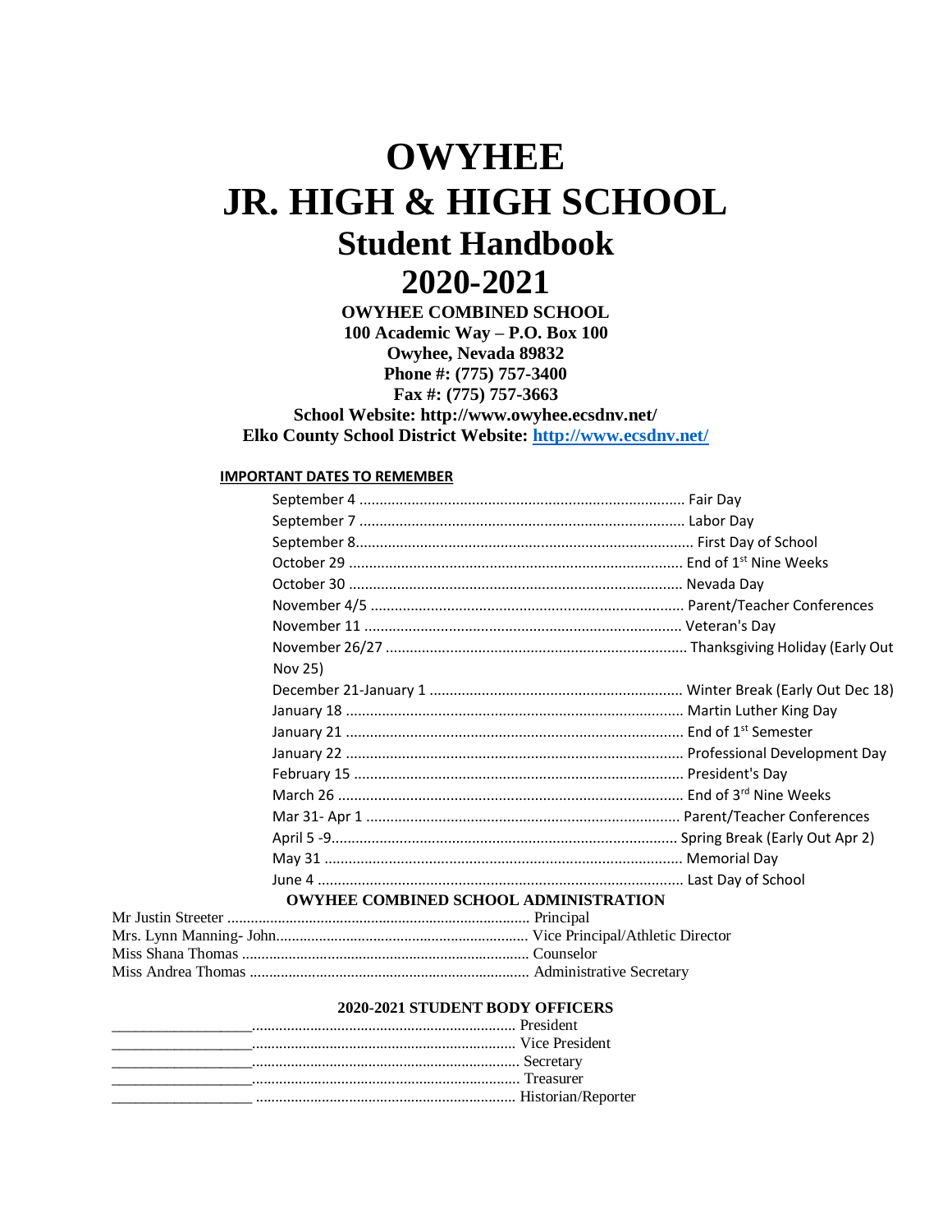# OWYHEE
# JR. HIGH & HIGH SCHOOL
## Student Handbook
## 2020-2021

**OWYHEE COMBINED SCHOOL**
**100 Academic Way – P.O. Box 100**
**Owyhee, Nevada 89832**
**Phone #: (775) 757-3400**
**Fax #: (775) 757-3663**
**School Website: http://www.owyhee.ecsdnv.net/**
**Elko County School District Website: http://www.ecsdnv.net/**

**IMPORTANT DATES TO REMEMBER**

| Date | Event |
|---|---|
| September 4 | Fair Day |
| September 7 | Labor Day |
| September 8 | First Day of School |
| October 29 | End of 1st Nine Weeks |
| October 30 | Nevada Day |
| November 4/5 | Parent/Teacher Conferences |
| November 11 | Veteran's Day |
| November 26/27 | Thanksgiving Holiday (Early Out Nov 25) |
| December 21-January 1 | Winter Break (Early Out Dec 18) |
| January 18 | Martin Luther King Day |
| January 21 | End of 1st Semester |
| January 22 | Professional Development Day |
| February 15 | President's Day |
| March 26 | End of 3rd Nine Weeks |
| Mar 31- Apr 1 | Parent/Teacher Conferences |
| April 5 -9 | Spring Break (Early Out Apr 2) |
| May 31 | Memorial Day |
| June 4 | Last Day of School |

**OWYHEE COMBINED SCHOOL ADMINISTRATION**

| Name | Position |
|---|---|
| Mr Justin Streeter | Principal |
| Mrs. Lynn Manning- John | Vice Principal/Athletic Director |
| Miss Shana Thomas | Counselor |
| Miss Andrea Thomas | Administrative Secretary |

**2020-2021 STUDENT BODY OFFICERS**

| Name | Office |
|---|---|
| __________________ | President |
| __________________ | Vice President |
| __________________ | Secretary |
| __________________ | Treasurer |
| __________________ | Historian/Reporter |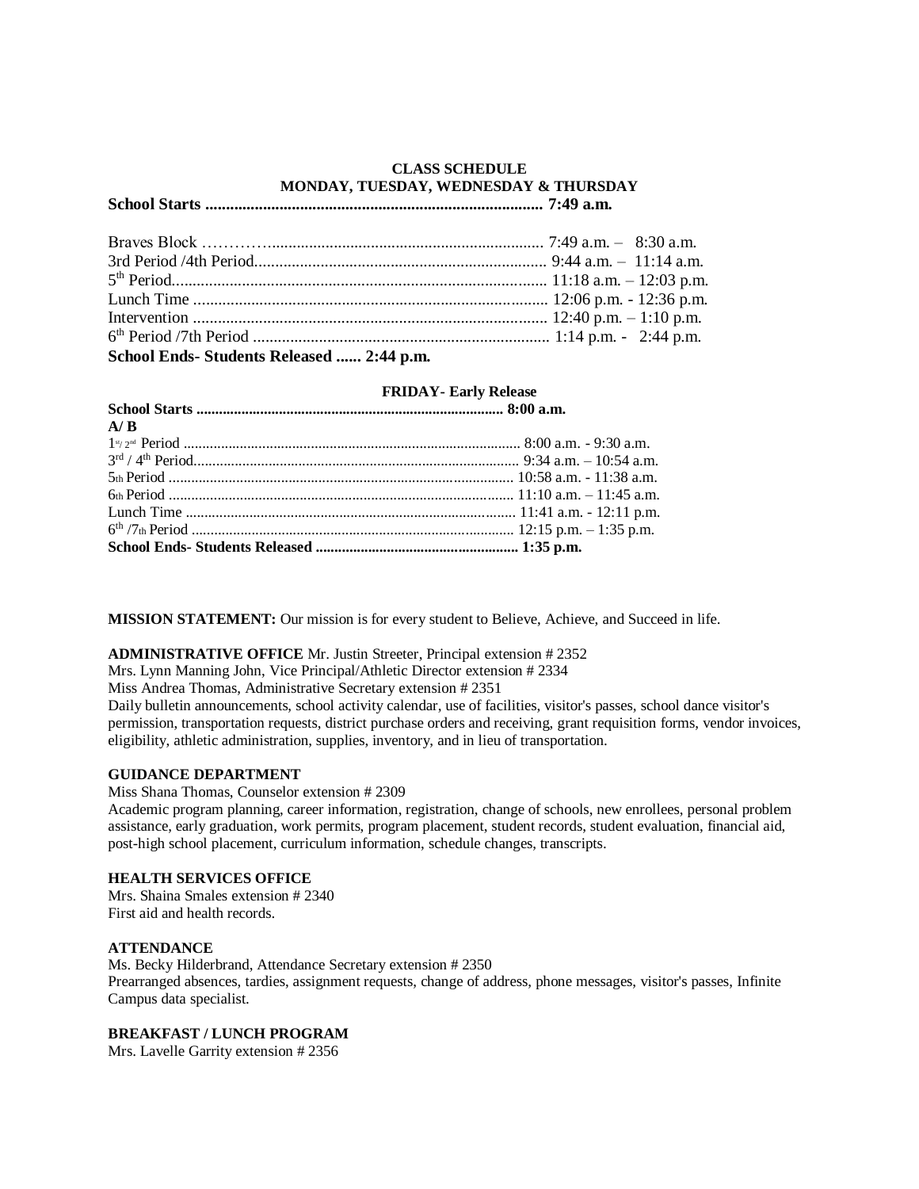## CLASS SCHEDULE
### MONDAY, TUESDAY, WEDNESDAY & THURSDAY

**School Starts .................................................................................. 7:49 a.m.**

Braves Block ………….................................................................. 7:49 a.m. – 8:30 a.m.
3rd Period /4th Period....................................................................... 9:44 a.m. – 11:14 a.m.
5th Period.......................................................................................... 11:18 a.m. – 12:03 p.m.
Lunch Time ..................................................................................... 12:06 p.m. - 12:36 p.m.
Intervention ...................................................................................... 12:40 p.m. – 1:10 p.m.
6th Period /7th Period ........................................................................ 1:14 p.m. - 2:44 p.m.
**School Ends- Students Released ...... 2:44 p.m.**

### FRIDAY- Early Release

**School Starts ................................................................................ 8:00 a.m.**
**A/ B**
1st/ 2nd Period ......................................................................................... 8:00 a.m. - 9:30 a.m.
3rd / 4th Period...................................................................................... 9:34 a.m. – 10:54 a.m.
5th Period ........................................................................................... 10:58 a.m. - 11:38 a.m.
6th Period ........................................................................................... 11:10 a.m. – 11:45 a.m.
Lunch Time ....................................................................................... 11:41 a.m. - 12:11 p.m.
6th /7th Period ..................................................................................... 12:15 p.m. – 1:35 p.m.
**School Ends- Students Released ...................................................... 1:35 p.m.**

**MISSION STATEMENT:** Our mission is for every student to Believe, Achieve, and Succeed in life.

**ADMINISTRATIVE OFFICE** Mr. Justin Streeter, Principal extension # 2352
Mrs. Lynn Manning John, Vice Principal/Athletic Director extension # 2334
Miss Andrea Thomas, Administrative Secretary extension # 2351
Daily bulletin announcements, school activity calendar, use of facilities, visitor's passes, school dance visitor's permission, transportation requests, district purchase orders and receiving, grant requisition forms, vendor invoices, eligibility, athletic administration, supplies, inventory, and in lieu of transportation.

**GUIDANCE DEPARTMENT**
Miss Shana Thomas, Counselor extension # 2309
Academic program planning, career information, registration, change of schools, new enrollees, personal problem assistance, early graduation, work permits, program placement, student records, student evaluation, financial aid, post-high school placement, curriculum information, schedule changes, transcripts.

**HEALTH SERVICES OFFICE**
Mrs. Shaina Smales extension # 2340
First aid and health records.

**ATTENDANCE**
Ms. Becky Hilderbrand, Attendance Secretary extension # 2350
Prearranged absences, tardies, assignment requests, change of address, phone messages, visitor's passes, Infinite Campus data specialist.

**BREAKFAST / LUNCH PROGRAM**
Mrs. Lavelle Garrity extension # 2356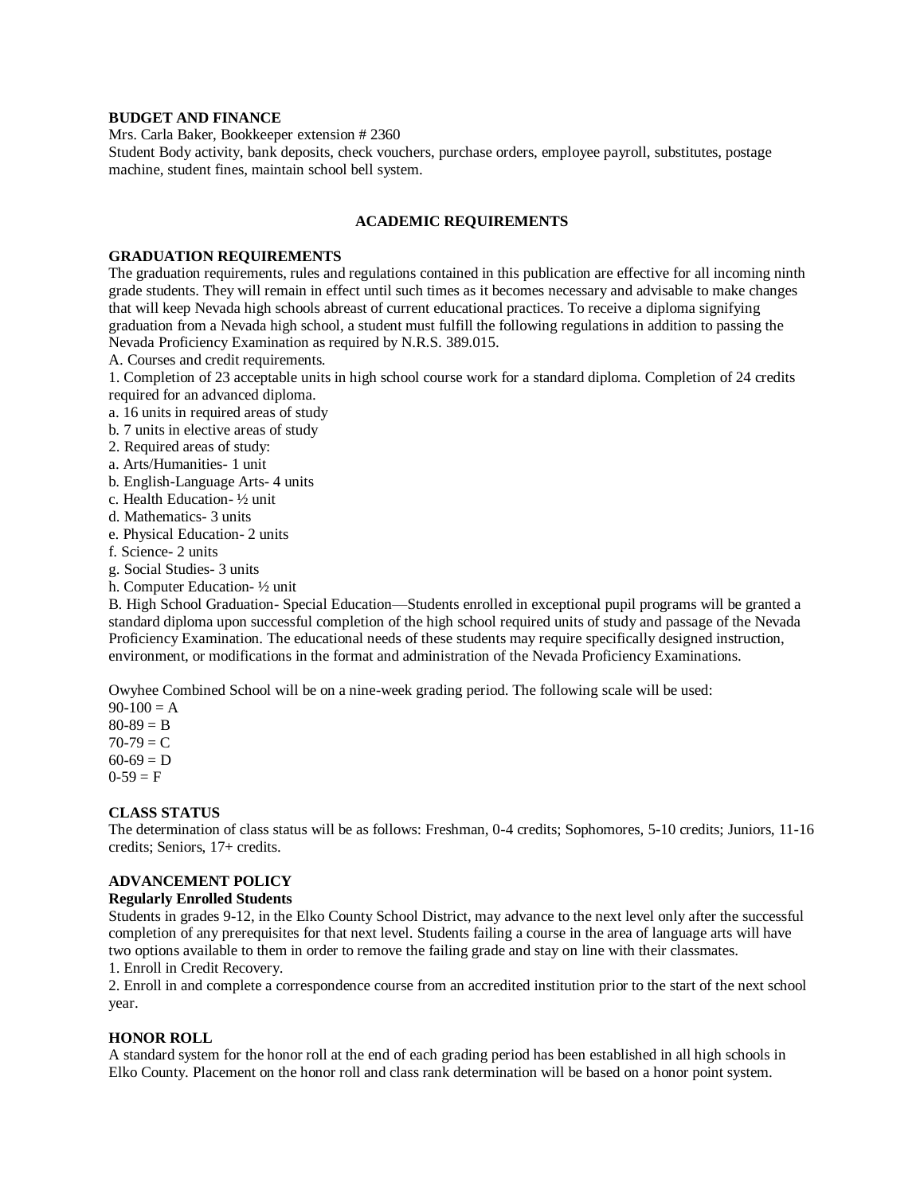**BUDGET AND FINANCE**

Mrs. Carla Baker, Bookkeeper extension # 2360

Student Body activity, bank deposits, check vouchers, purchase orders, employee payroll, substitutes, postage machine, student fines, maintain school bell system.

## ACADEMIC REQUIREMENTS

**GRADUATION REQUIREMENTS**

The graduation requirements, rules and regulations contained in this publication are effective for all incoming ninth grade students. They will remain in effect until such times as it becomes necessary and advisable to make changes that will keep Nevada high schools abreast of current educational practices. To receive a diploma signifying graduation from a Nevada high school, a student must fulfill the following regulations in addition to passing the Nevada Proficiency Examination as required by N.R.S. 389.015.

A. Courses and credit requirements.

1. Completion of 23 acceptable units in high school course work for a standard diploma. Completion of 24 credits required for an advanced diploma.

a. 16 units in required areas of study
b. 7 units in elective areas of study

2. Required areas of study:

a. Arts/Humanities- 1 unit
b. English-Language Arts- 4 units
c. Health Education- ½ unit
d. Mathematics- 3 units
e. Physical Education- 2 units
f. Science- 2 units
g. Social Studies- 3 units
h. Computer Education- ½ unit

B. High School Graduation- Special Education—Students enrolled in exceptional pupil programs will be granted a standard diploma upon successful completion of the high school required units of study and passage of the Nevada Proficiency Examination. The educational needs of these students may require specifically designed instruction, environment, or modifications in the format and administration of the Nevada Proficiency Examinations.

Owyhee Combined School will be on a nine-week grading period. The following scale will be used:

90-100 = A
80-89 = B
70-79 = C
60-69 = D
0-59 = F

**CLASS STATUS**

The determination of class status will be as follows: Freshman, 0-4 credits; Sophomores, 5-10 credits; Juniors, 11-16 credits; Seniors, 17+ credits.

**ADVANCEMENT POLICY**

**Regularly Enrolled Students**

Students in grades 9-12, in the Elko County School District, may advance to the next level only after the successful completion of any prerequisites for that next level. Students failing a course in the area of language arts will have two options available to them in order to remove the failing grade and stay on line with their classmates.

1. Enroll in Credit Recovery.
2. Enroll in and complete a correspondence course from an accredited institution prior to the start of the next school year.

**HONOR ROLL**

A standard system for the honor roll at the end of each grading period has been established in all high schools in Elko County. Placement on the honor roll and class rank determination will be based on a honor point system.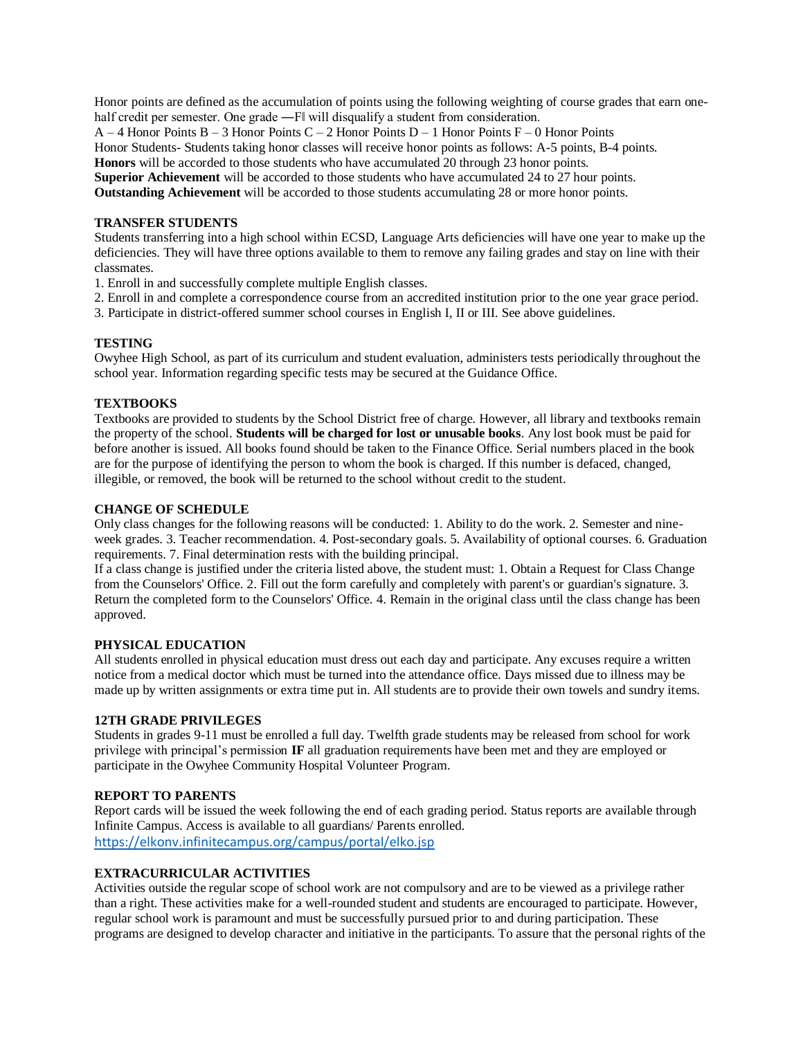Honor points are defined as the accumulation of points using the following weighting of course grades that earn one-half credit per semester. One grade ―F‖ will disqualify a student from consideration.

A – 4 Honor Points B – 3 Honor Points C – 2 Honor Points D – 1 Honor Points F – 0 Honor Points

Honor Students- Students taking honor classes will receive honor points as follows: A-5 points, B-4 points.

**Honors** will be accorded to those students who have accumulated 20 through 23 honor points.

**Superior Achievement** will be accorded to those students who have accumulated 24 to 27 hour points.

**Outstanding Achievement** will be accorded to those students accumulating 28 or more honor points.

**TRANSFER STUDENTS**

Students transferring into a high school within ECSD, Language Arts deficiencies will have one year to make up the deficiencies. They will have three options available to them to remove any failing grades and stay on line with their classmates.

1. Enroll in and successfully complete multiple English classes.
2. Enroll in and complete a correspondence course from an accredited institution prior to the one year grace period.
3. Participate in district-offered summer school courses in English I, II or III. See above guidelines.

**TESTING**

Owyhee High School, as part of its curriculum and student evaluation, administers tests periodically throughout the school year. Information regarding specific tests may be secured at the Guidance Office.

**TEXTBOOKS**

Textbooks are provided to students by the School District free of charge. However, all library and textbooks remain the property of the school. **Students will be charged for lost or unusable books**. Any lost book must be paid for before another is issued. All books found should be taken to the Finance Office. Serial numbers placed in the book are for the purpose of identifying the person to whom the book is charged. If this number is defaced, changed, illegible, or removed, the book will be returned to the school without credit to the student.

**CHANGE OF SCHEDULE**

Only class changes for the following reasons will be conducted: 1. Ability to do the work. 2. Semester and nine-week grades. 3. Teacher recommendation. 4. Post-secondary goals. 5. Availability of optional courses. 6. Graduation requirements. 7. Final determination rests with the building principal.

If a class change is justified under the criteria listed above, the student must: 1. Obtain a Request for Class Change from the Counselors' Office. 2. Fill out the form carefully and completely with parent's or guardian's signature. 3. Return the completed form to the Counselors' Office. 4. Remain in the original class until the class change has been approved.

**PHYSICAL EDUCATION**

All students enrolled in physical education must dress out each day and participate. Any excuses require a written notice from a medical doctor which must be turned into the attendance office. Days missed due to illness may be made up by written assignments or extra time put in. All students are to provide their own towels and sundry items.

**12TH GRADE PRIVILEGES**

Students in grades 9-11 must be enrolled a full day. Twelfth grade students may be released from school for work privilege with principal's permission **IF** all graduation requirements have been met and they are employed or participate in the Owyhee Community Hospital Volunteer Program.

**REPORT TO PARENTS**

Report cards will be issued the week following the end of each grading period. Status reports are available through Infinite Campus. Access is available to all guardians/ Parents enrolled.
https://elkonv.infinitecampus.org/campus/portal/elko.jsp

**EXTRACURRICULAR ACTIVITIES**

Activities outside the regular scope of school work are not compulsory and are to be viewed as a privilege rather than a right. These activities make for a well-rounded student and students are encouraged to participate. However, regular school work is paramount and must be successfully pursued prior to and during participation. These programs are designed to develop character and initiative in the participants. To assure that the personal rights of the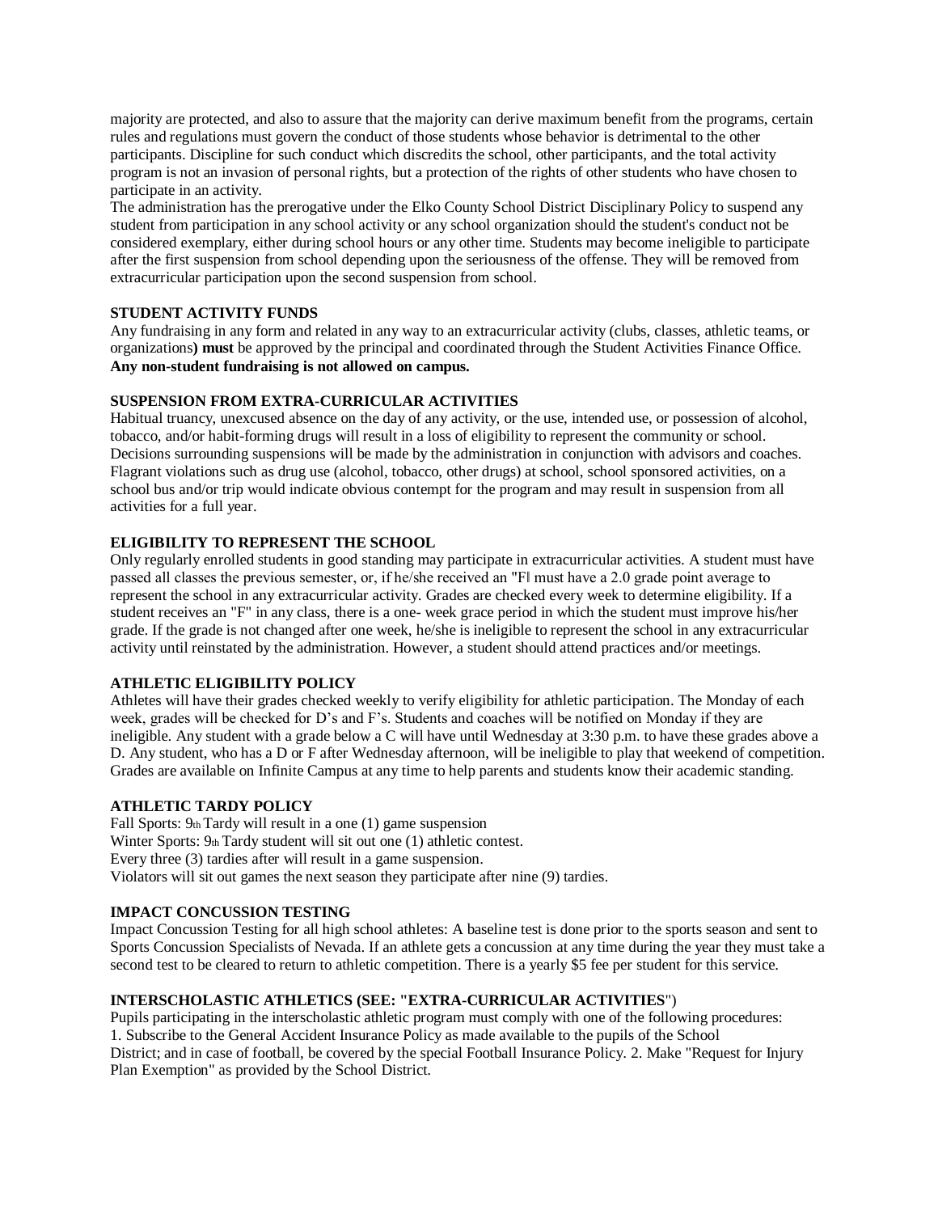majority are protected, and also to assure that the majority can derive maximum benefit from the programs, certain rules and regulations must govern the conduct of those students whose behavior is detrimental to the other participants. Discipline for such conduct which discredits the school, other participants, and the total activity program is not an invasion of personal rights, but a protection of the rights of other students who have chosen to participate in an activity.

The administration has the prerogative under the Elko County School District Disciplinary Policy to suspend any student from participation in any school activity or any school organization should the student's conduct not be considered exemplary, either during school hours or any other time. Students may become ineligible to participate after the first suspension from school depending upon the seriousness of the offense. They will be removed from extracurricular participation upon the second suspension from school.

**STUDENT ACTIVITY FUNDS**

Any fundraising in any form and related in any way to an extracurricular activity (clubs, classes, athletic teams, or organizations**) must** be approved by the principal and coordinated through the Student Activities Finance Office. **Any non-student fundraising is not allowed on campus.**

**SUSPENSION FROM EXTRA-CURRICULAR ACTIVITIES**

Habitual truancy, unexcused absence on the day of any activity, or the use, intended use, or possession of alcohol, tobacco, and/or habit-forming drugs will result in a loss of eligibility to represent the community or school. Decisions surrounding suspensions will be made by the administration in conjunction with advisors and coaches. Flagrant violations such as drug use (alcohol, tobacco, other drugs) at school, school sponsored activities, on a school bus and/or trip would indicate obvious contempt for the program and may result in suspension from all activities for a full year.

**ELIGIBILITY TO REPRESENT THE SCHOOL**

Only regularly enrolled students in good standing may participate in extracurricular activities. A student must have passed all classes the previous semester, or, if he/she received an "F‖ must have a 2.0 grade point average to represent the school in any extracurricular activity. Grades are checked every week to determine eligibility. If a student receives an "F" in any class, there is a one- week grace period in which the student must improve his/her grade. If the grade is not changed after one week, he/she is ineligible to represent the school in any extracurricular activity until reinstated by the administration. However, a student should attend practices and/or meetings.

**ATHLETIC ELIGIBILITY POLICY**

Athletes will have their grades checked weekly to verify eligibility for athletic participation. The Monday of each week, grades will be checked for D's and F's. Students and coaches will be notified on Monday if they are ineligible. Any student with a grade below a C will have until Wednesday at 3:30 p.m. to have these grades above a D. Any student, who has a D or F after Wednesday afternoon, will be ineligible to play that weekend of competition. Grades are available on Infinite Campus at any time to help parents and students know their academic standing.

**ATHLETIC TARDY POLICY**

Fall Sports: 9th Tardy will result in a one (1) game suspension
Winter Sports: 9th Tardy student will sit out one (1) athletic contest.
Every three (3) tardies after will result in a game suspension.
Violators will sit out games the next season they participate after nine (9) tardies.

**IMPACT CONCUSSION TESTING**

Impact Concussion Testing for all high school athletes: A baseline test is done prior to the sports season and sent to Sports Concussion Specialists of Nevada. If an athlete gets a concussion at any time during the year they must take a second test to be cleared to return to athletic competition. There is a yearly $5 fee per student for this service.

**INTERSCHOLASTIC ATHLETICS (SEE: "EXTRA-CURRICULAR ACTIVITIES**")

Pupils participating in the interscholastic athletic program must comply with one of the following procedures:
1. Subscribe to the General Accident Insurance Policy as made available to the pupils of the School District; and in case of football, be covered by the special Football Insurance Policy. 2. Make "Request for Injury Plan Exemption" as provided by the School District.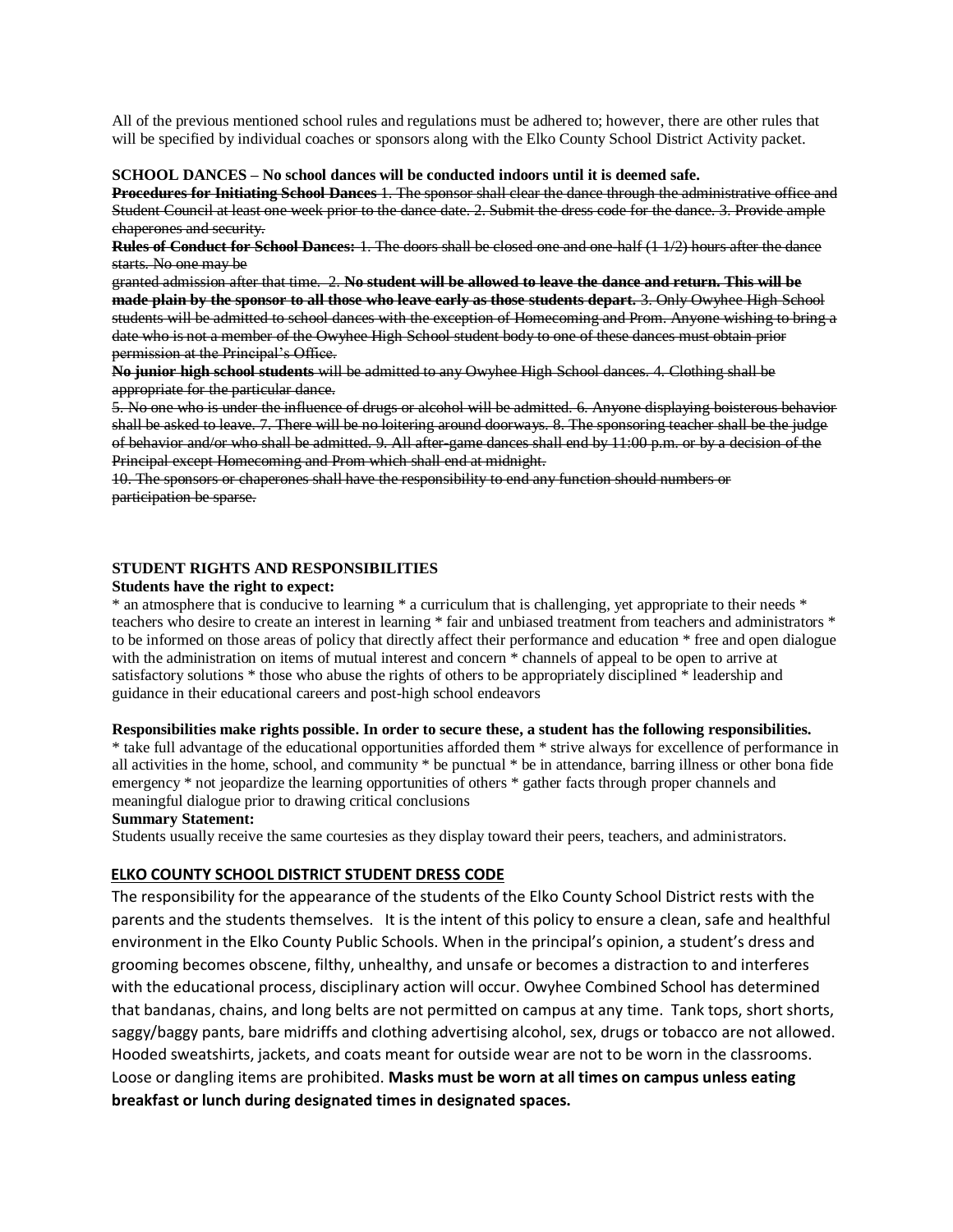All of the previous mentioned school rules and regulations must be adhered to; however, there are other rules that will be specified by individual coaches or sponsors along with the Elko County School District Activity packet.

**SCHOOL DANCES – No school dances will be conducted indoors until it is deemed safe.**

~~**Procedures for Initiating School Dances** 1. The sponsor shall clear the dance through the administrative office and Student Council at least one week prior to the dance date. 2. Submit the dress code for the dance. 3. Provide ample chaperones and security.~~

~~**Rules of Conduct for School Dances:** 1. The doors shall be closed one and one-half (1 1/2) hours after the dance starts. No one may be granted admission after that time. 2. **No student will be allowed to leave the dance and return. This will be made plain by the sponsor to all those who leave early as those students depart.** 3. Only Owyhee High School students will be admitted to school dances with the exception of Homecoming and Prom. Anyone wishing to bring a date who is not a member of the Owyhee High School student body to one of these dances must obtain prior permission at the Principal's Office.~~

~~**No junior high school students** will be admitted to any Owyhee High School dances. 4. Clothing shall be appropriate for the particular dance.~~

~~5. No one who is under the influence of drugs or alcohol will be admitted. 6. Anyone displaying boisterous behavior shall be asked to leave. 7. There will be no loitering around doorways. 8. The sponsoring teacher shall be the judge of behavior and/or who shall be admitted. 9. All after-game dances shall end by 11:00 p.m. or by a decision of the Principal except Homecoming and Prom which shall end at midnight.~~

~~10. The sponsors or chaperones shall have the responsibility to end any function should numbers or participation be sparse.~~

**STUDENT RIGHTS AND RESPONSIBILITIES**

**Students have the right to expect:**

* an atmosphere that is conducive to learning * a curriculum that is challenging, yet appropriate to their needs * teachers who desire to create an interest in learning * fair and unbiased treatment from teachers and administrators * to be informed on those areas of policy that directly affect their performance and education * free and open dialogue with the administration on items of mutual interest and concern * channels of appeal to be open to arrive at satisfactory solutions * those who abuse the rights of others to be appropriately disciplined * leadership and guidance in their educational careers and post-high school endeavors

**Responsibilities make rights possible. In order to secure these, a student has the following responsibilities.**

* take full advantage of the educational opportunities afforded them * strive always for excellence of performance in all activities in the home, school, and community * be punctual * be in attendance, barring illness or other bona fide emergency * not jeopardize the learning opportunities of others * gather facts through proper channels and meaningful dialogue prior to drawing critical conclusions

**Summary Statement:**

Students usually receive the same courtesies as they display toward their peers, teachers, and administrators.

**ELKO COUNTY SCHOOL DISTRICT STUDENT DRESS CODE**

The responsibility for the appearance of the students of the Elko County School District rests with the parents and the students themselves. It is the intent of this policy to ensure a clean, safe and healthful environment in the Elko County Public Schools. When in the principal's opinion, a student's dress and grooming becomes obscene, filthy, unhealthy, and unsafe or becomes a distraction to and interferes with the educational process, disciplinary action will occur. Owyhee Combined School has determined that bandanas, chains, and long belts are not permitted on campus at any time. Tank tops, short shorts, saggy/baggy pants, bare midriffs and clothing advertising alcohol, sex, drugs or tobacco are not allowed. Hooded sweatshirts, jackets, and coats meant for outside wear are not to be worn in the classrooms. Loose or dangling items are prohibited. **Masks must be worn at all times on campus unless eating breakfast or lunch during designated times in designated spaces.**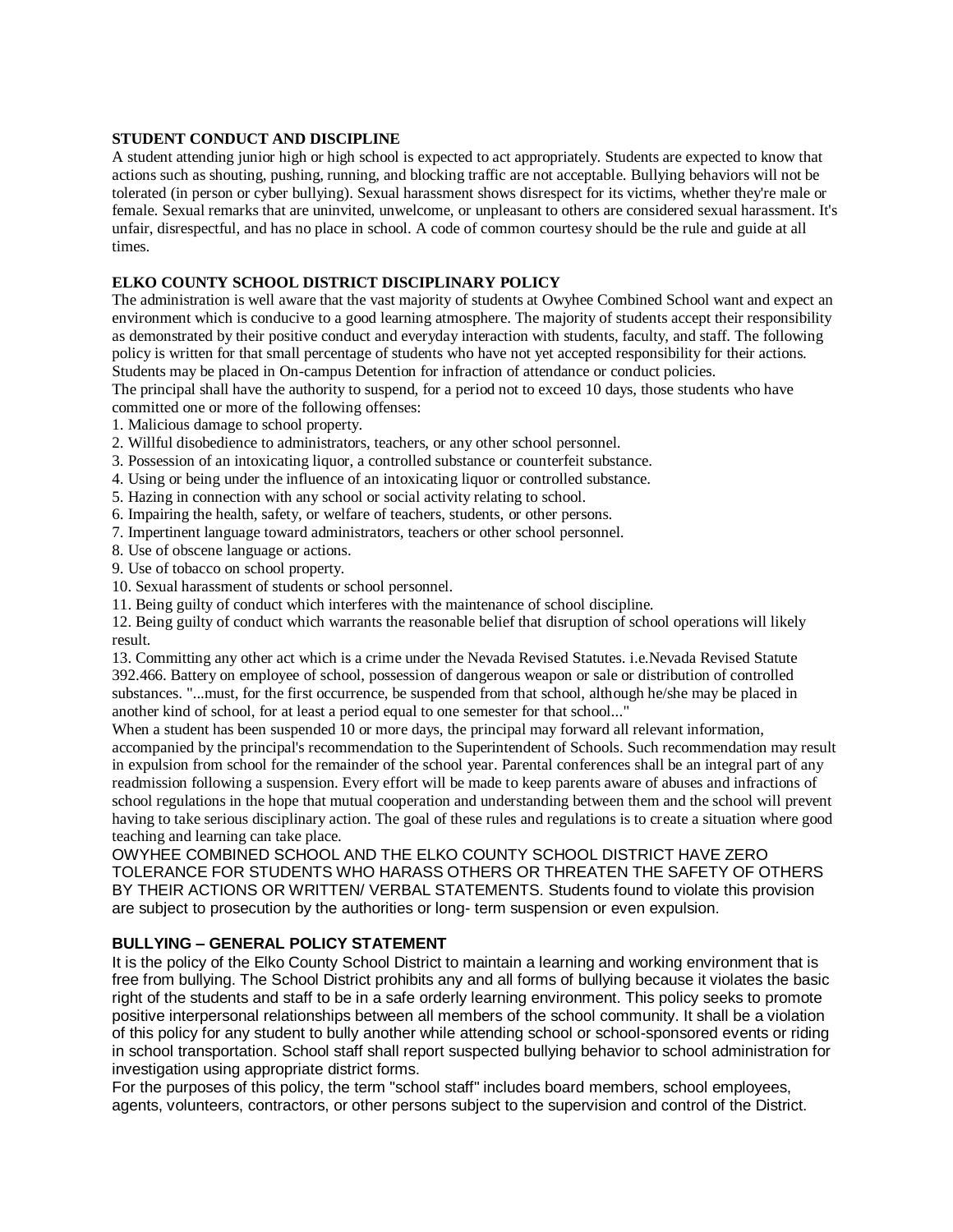**STUDENT CONDUCT AND DISCIPLINE**

A student attending junior high or high school is expected to act appropriately. Students are expected to know that actions such as shouting, pushing, running, and blocking traffic are not acceptable. Bullying behaviors will not be tolerated (in person or cyber bullying). Sexual harassment shows disrespect for its victims, whether they're male or female. Sexual remarks that are uninvited, unwelcome, or unpleasant to others are considered sexual harassment. It's unfair, disrespectful, and has no place in school. A code of common courtesy should be the rule and guide at all times.

**ELKO COUNTY SCHOOL DISTRICT DISCIPLINARY POLICY**

The administration is well aware that the vast majority of students at Owyhee Combined School want and expect an environment which is conducive to a good learning atmosphere. The majority of students accept their responsibility as demonstrated by their positive conduct and everyday interaction with students, faculty, and staff. The following policy is written for that small percentage of students who have not yet accepted responsibility for their actions. Students may be placed in On-campus Detention for infraction of attendance or conduct policies.

The principal shall have the authority to suspend, for a period not to exceed 10 days, those students who have committed one or more of the following offenses:

1. Malicious damage to school property.
2. Willful disobedience to administrators, teachers, or any other school personnel.
3. Possession of an intoxicating liquor, a controlled substance or counterfeit substance.
4. Using or being under the influence of an intoxicating liquor or controlled substance.
5. Hazing in connection with any school or social activity relating to school.
6. Impairing the health, safety, or welfare of teachers, students, or other persons.
7. Impertinent language toward administrators, teachers or other school personnel.
8. Use of obscene language or actions.
9. Use of tobacco on school property.
10. Sexual harassment of students or school personnel.
11. Being guilty of conduct which interferes with the maintenance of school discipline.
12. Being guilty of conduct which warrants the reasonable belief that disruption of school operations will likely result.
13. Committing any other act which is a crime under the Nevada Revised Statutes. i.e.Nevada Revised Statute 392.466. Battery on employee of school, possession of dangerous weapon or sale or distribution of controlled substances. "...must, for the first occurrence, be suspended from that school, although he/she may be placed in another kind of school, for at least a period equal to one semester for that school..."

When a student has been suspended 10 or more days, the principal may forward all relevant information, accompanied by the principal's recommendation to the Superintendent of Schools. Such recommendation may result in expulsion from school for the remainder of the school year. Parental conferences shall be an integral part of any readmission following a suspension. Every effort will be made to keep parents aware of abuses and infractions of school regulations in the hope that mutual cooperation and understanding between them and the school will prevent having to take serious disciplinary action. The goal of these rules and regulations is to create a situation where good teaching and learning can take place.

OWYHEE COMBINED SCHOOL AND THE ELKO COUNTY SCHOOL DISTRICT HAVE ZERO TOLERANCE FOR STUDENTS WHO HARASS OTHERS OR THREATEN THE SAFETY OF OTHERS BY THEIR ACTIONS OR WRITTEN/ VERBAL STATEMENTS. Students found to violate this provision are subject to prosecution by the authorities or long- term suspension or even expulsion.

**BULLYING – GENERAL POLICY STATEMENT**

It is the policy of the Elko County School District to maintain a learning and working environment that is free from bullying. The School District prohibits any and all forms of bullying because it violates the basic right of the students and staff to be in a safe orderly learning environment. This policy seeks to promote positive interpersonal relationships between all members of the school community. It shall be a violation of this policy for any student to bully another while attending school or school-sponsored events or riding in school transportation. School staff shall report suspected bullying behavior to school administration for investigation using appropriate district forms.

For the purposes of this policy, the term "school staff" includes board members, school employees, agents, volunteers, contractors, or other persons subject to the supervision and control of the District.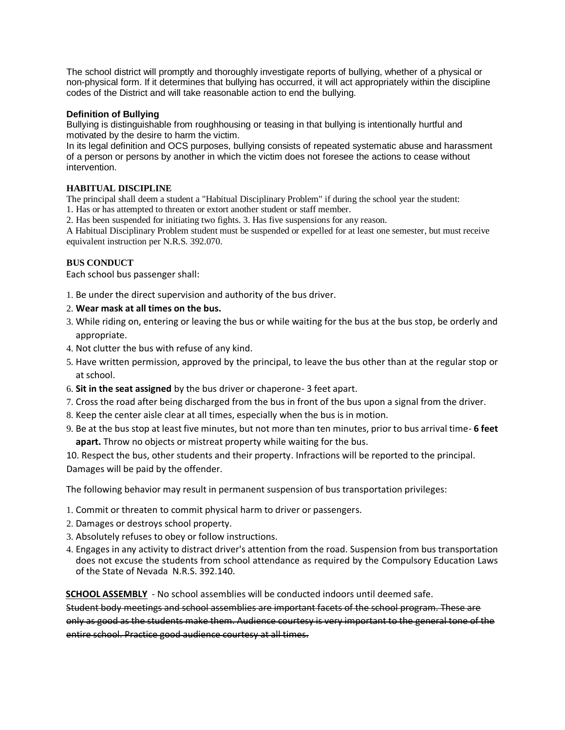The school district will promptly and thoroughly investigate reports of bullying, whether of a physical or non-physical form. If it determines that bullying has occurred, it will act appropriately within the discipline codes of the District and will take reasonable action to end the bullying.

### Definition of Bullying

Bullying is distinguishable from roughhousing or teasing in that bullying is intentionally hurtful and motivated by the desire to harm the victim.

In its legal definition and OCS purposes, bullying consists of repeated systematic abuse and harassment of a person or persons by another in which the victim does not foresee the actions to cease without intervention.

### HABITUAL DISCIPLINE

The principal shall deem a student a "Habitual Disciplinary Problem" if during the school year the student:

1. Has or has attempted to threaten or extort another student or staff member.
2. Has been suspended for initiating two fights. 3. Has five suspensions for any reason.

A Habitual Disciplinary Problem student must be suspended or expelled for at least one semester, but must receive equivalent instruction per N.R.S. 392.070.

### BUS CONDUCT

Each school bus passenger shall:

1. Be under the direct supervision and authority of the bus driver.
2. **Wear mask at all times on the bus.**
3. While riding on, entering or leaving the bus or while waiting for the bus at the bus stop, be orderly and appropriate.
4. Not clutter the bus with refuse of any kind.
5. Have written permission, approved by the principal, to leave the bus other than at the regular stop or at school.
6. **Sit in the seat assigned** by the bus driver or chaperone- 3 feet apart.
7. Cross the road after being discharged from the bus in front of the bus upon a signal from the driver.
8. Keep the center aisle clear at all times, especially when the bus is in motion.
9. Be at the bus stop at least five minutes, but not more than ten minutes, prior to bus arrival time- **6 feet apart.** Throw no objects or mistreat property while waiting for the bus.
10. Respect the bus, other students and their property. Infractions will be reported to the principal. Damages will be paid by the offender.

The following behavior may result in permanent suspension of bus transportation privileges:

1. Commit or threaten to commit physical harm to driver or passengers.
2. Damages or destroys school property.
3. Absolutely refuses to obey or follow instructions.
4. Engages in any activity to distract driver's attention from the road. Suspension from bus transportation does not excuse the students from school attendance as required by the Compulsory Education Laws of the State of Nevada N.R.S. 392.140.

**SCHOOL ASSEMBLY** - No school assemblies will be conducted indoors until deemed safe.

~~Student body meetings and school assemblies are important facets of the school program. These are only as good as the students make them. Audience courtesy is very important to the general tone of the entire school. Practice good audience courtesy at all times.~~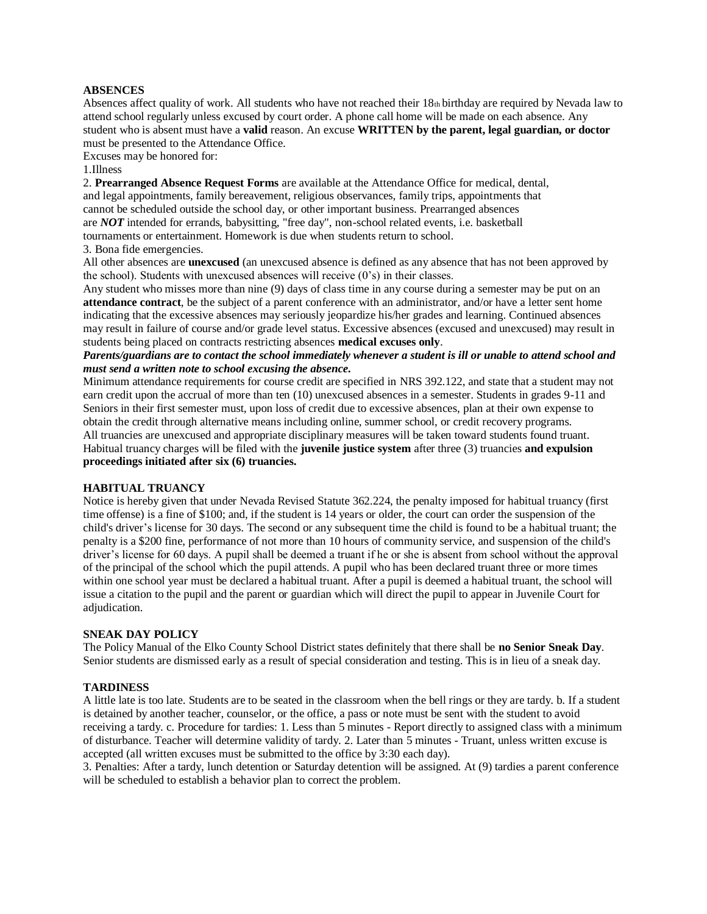## ABSENCES

Absences affect quality of work. All students who have not reached their 18th birthday are required by Nevada law to attend school regularly unless excused by court order. A phone call home will be made on each absence. Any student who is absent must have a **valid** reason. An excuse **WRITTEN by the parent, legal guardian, or doctor** must be presented to the Attendance Office.

Excuses may be honored for:

1. Illness
2. **Prearranged Absence Request Forms** are available at the Attendance Office for medical, dental, and legal appointments, family bereavement, religious observances, family trips, appointments that cannot be scheduled outside the school day, or other important business. Prearranged absences are ***NOT*** intended for errands, babysitting, "free day", non-school related events, i.e. basketball tournaments or entertainment. Homework is due when students return to school.
3. Bona fide emergencies.

All other absences are **unexcused** (an unexcused absence is defined as any absence that has not been approved by the school). Students with unexcused absences will receive (0's) in their classes.

Any student who misses more than nine (9) days of class time in any course during a semester may be put on an **attendance contract**, be the subject of a parent conference with an administrator, and/or have a letter sent home indicating that the excessive absences may seriously jeopardize his/her grades and learning. Continued absences may result in failure of course and/or grade level status. Excessive absences (excused and unexcused) may result in students being placed on contracts restricting absences **medical excuses only**.

***Parents/guardians are to contact the school immediately whenever a student is ill or unable to attend school and must send a written note to school excusing the absence.***

Minimum attendance requirements for course credit are specified in NRS 392.122, and state that a student may not earn credit upon the accrual of more than ten (10) unexcused absences in a semester. Students in grades 9-11 and Seniors in their first semester must, upon loss of credit due to excessive absences, plan at their own expense to obtain the credit through alternative means including online, summer school, or credit recovery programs.

All truancies are unexcused and appropriate disciplinary measures will be taken toward students found truant. Habitual truancy charges will be filed with the **juvenile justice system** after three (3) truancies **and expulsion proceedings initiated after six (6) truancies.**

## HABITUAL TRUANCY

Notice is hereby given that under Nevada Revised Statute 362.224, the penalty imposed for habitual truancy (first time offense) is a fine of $100; and, if the student is 14 years or older, the court can order the suspension of the child's driver's license for 30 days. The second or any subsequent time the child is found to be a habitual truant; the penalty is a $200 fine, performance of not more than 10 hours of community service, and suspension of the child's driver's license for 60 days. A pupil shall be deemed a truant if he or she is absent from school without the approval of the principal of the school which the pupil attends. A pupil who has been declared truant three or more times within one school year must be declared a habitual truant. After a pupil is deemed a habitual truant, the school will issue a citation to the pupil and the parent or guardian which will direct the pupil to appear in Juvenile Court for adjudication.

## SNEAK DAY POLICY

The Policy Manual of the Elko County School District states definitely that there shall be **no Senior Sneak Day**. Senior students are dismissed early as a result of special consideration and testing. This is in lieu of a sneak day.

## TARDINESS

A little late is too late. Students are to be seated in the classroom when the bell rings or they are tardy. b. If a student is detained by another teacher, counselor, or the office, a pass or note must be sent with the student to avoid receiving a tardy. c. Procedure for tardies: 1. Less than 5 minutes - Report directly to assigned class with a minimum of disturbance. Teacher will determine validity of tardy. 2. Later than 5 minutes - Truant, unless written excuse is accepted (all written excuses must be submitted to the office by 3:30 each day).

3. Penalties: After a tardy, lunch detention or Saturday detention will be assigned. At (9) tardies a parent conference will be scheduled to establish a behavior plan to correct the problem.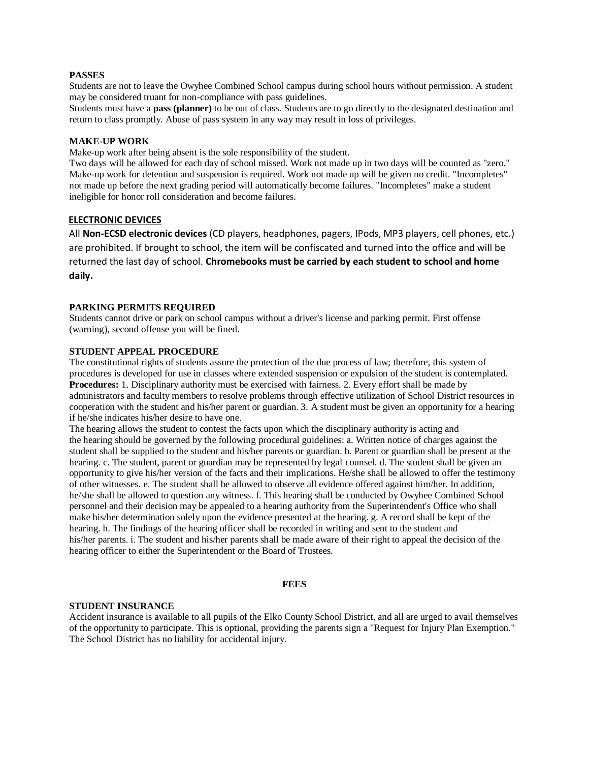### PASSES

Students are not to leave the Owyhee Combined School campus during school hours without permission. A student may be considered truant for non-compliance with pass guidelines.

Students must have a **pass (planner)** to be out of class. Students are to go directly to the designated destination and return to class promptly. Abuse of pass system in any way may result in loss of privileges.

### MAKE-UP WORK

Make-up work after being absent is the sole responsibility of the student.

Two days will be allowed for each day of school missed. Work not made up in two days will be counted as "zero." Make-up work for detention and suspension is required. Work not made up will be given no credit. "Incompletes" not made up before the next grading period will automatically become failures. "Incompletes" make a student ineligible for honor roll consideration and become failures.

### ELECTRONIC DEVICES

All **Non-ECSD electronic devices** (CD players, headphones, pagers, IPods, MP3 players, cell phones, etc.) are prohibited. If brought to school, the item will be confiscated and turned into the office and will be returned the last day of school. **Chromebooks must be carried by each student to school and home daily.**

### PARKING PERMITS REQUIRED

Students cannot drive or park on school campus without a driver's license and parking permit. First offense (warning), second offense you will be fined.

### STUDENT APPEAL PROCEDURE

The constitutional rights of students assure the protection of the due process of law; therefore, this system of procedures is developed for use in classes where extended suspension or expulsion of the student is contemplated. **Procedures:** 1. Disciplinary authority must be exercised with fairness. 2. Every effort shall be made by administrators and faculty members to resolve problems through effective utilization of School District resources in cooperation with the student and his/her parent or guardian. 3. A student must be given an opportunity for a hearing if he/she indicates his/her desire to have one.

The hearing allows the student to contest the facts upon which the disciplinary authority is acting and the hearing should be governed by the following procedural guidelines: a. Written notice of charges against the student shall be supplied to the student and his/her parents or guardian. b. Parent or guardian shall be present at the hearing. c. The student, parent or guardian may be represented by legal counsel. d. The student shall be given an opportunity to give his/her version of the facts and their implications. He/she shall be allowed to offer the testimony of other witnesses. e. The student shall be allowed to observe all evidence offered against him/her. In addition, he/she shall be allowed to question any witness. f. This hearing shall be conducted by Owyhee Combined School personnel and their decision may be appealed to a hearing authority from the Superintendent's Office who shall make his/her determination solely upon the evidence presented at the hearing. g. A record shall be kept of the hearing. h. The findings of the hearing officer shall be recorded in writing and sent to the student and his/her parents. i. The student and his/her parents shall be made aware of their right to appeal the decision of the hearing officer to either the Superintendent or the Board of Trustees.

## FEES

### STUDENT INSURANCE

Accident insurance is available to all pupils of the Elko County School District, and all are urged to avail themselves of the opportunity to participate. This is optional, providing the parents sign a "Request for Injury Plan Exemption." The School District has no liability for accidental injury.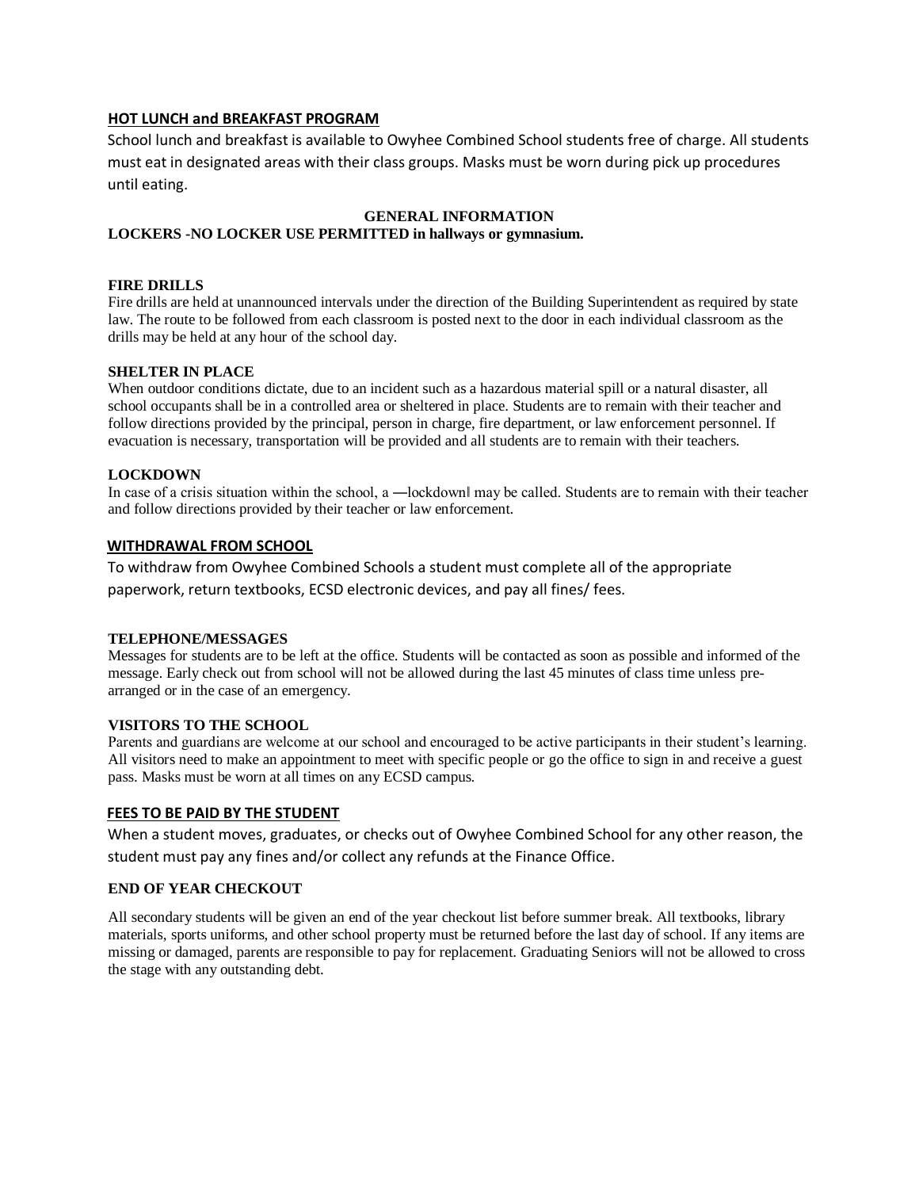## HOT LUNCH and BREAKFAST PROGRAM

School lunch and breakfast is available to Owyhee Combined School students free of charge. All students must eat in designated areas with their class groups. Masks must be worn during pick up procedures until eating.

## GENERAL INFORMATION

**LOCKERS -NO LOCKER USE PERMITTED in hallways or gymnasium.**

### FIRE DRILLS

Fire drills are held at unannounced intervals under the direction of the Building Superintendent as required by state law. The route to be followed from each classroom is posted next to the door in each individual classroom as the drills may be held at any hour of the school day.

### SHELTER IN PLACE

When outdoor conditions dictate, due to an incident such as a hazardous material spill or a natural disaster, all school occupants shall be in a controlled area or sheltered in place. Students are to remain with their teacher and follow directions provided by the principal, person in charge, fire department, or law enforcement personnel. If evacuation is necessary, transportation will be provided and all students are to remain with their teachers.

### LOCKDOWN

In case of a crisis situation within the school, a ―lockdown‖ may be called. Students are to remain with their teacher and follow directions provided by their teacher or law enforcement.

### WITHDRAWAL FROM SCHOOL

To withdraw from Owyhee Combined Schools a student must complete all of the appropriate paperwork, return textbooks, ECSD electronic devices, and pay all fines/ fees.

### TELEPHONE/MESSAGES

Messages for students are to be left at the office. Students will be contacted as soon as possible and informed of the message. Early check out from school will not be allowed during the last 45 minutes of class time unless pre-arranged or in the case of an emergency.

### VISITORS TO THE SCHOOL

Parents and guardians are welcome at our school and encouraged to be active participants in their student's learning. All visitors need to make an appointment to meet with specific people or go the office to sign in and receive a guest pass. Masks must be worn at all times on any ECSD campus.

### FEES TO BE PAID BY THE STUDENT

When a student moves, graduates, or checks out of Owyhee Combined School for any other reason, the student must pay any fines and/or collect any refunds at the Finance Office.

### END OF YEAR CHECKOUT

All secondary students will be given an end of the year checkout list before summer break. All textbooks, library materials, sports uniforms, and other school property must be returned before the last day of school. If any items are missing or damaged, parents are responsible to pay for replacement. Graduating Seniors will not be allowed to cross the stage with any outstanding debt.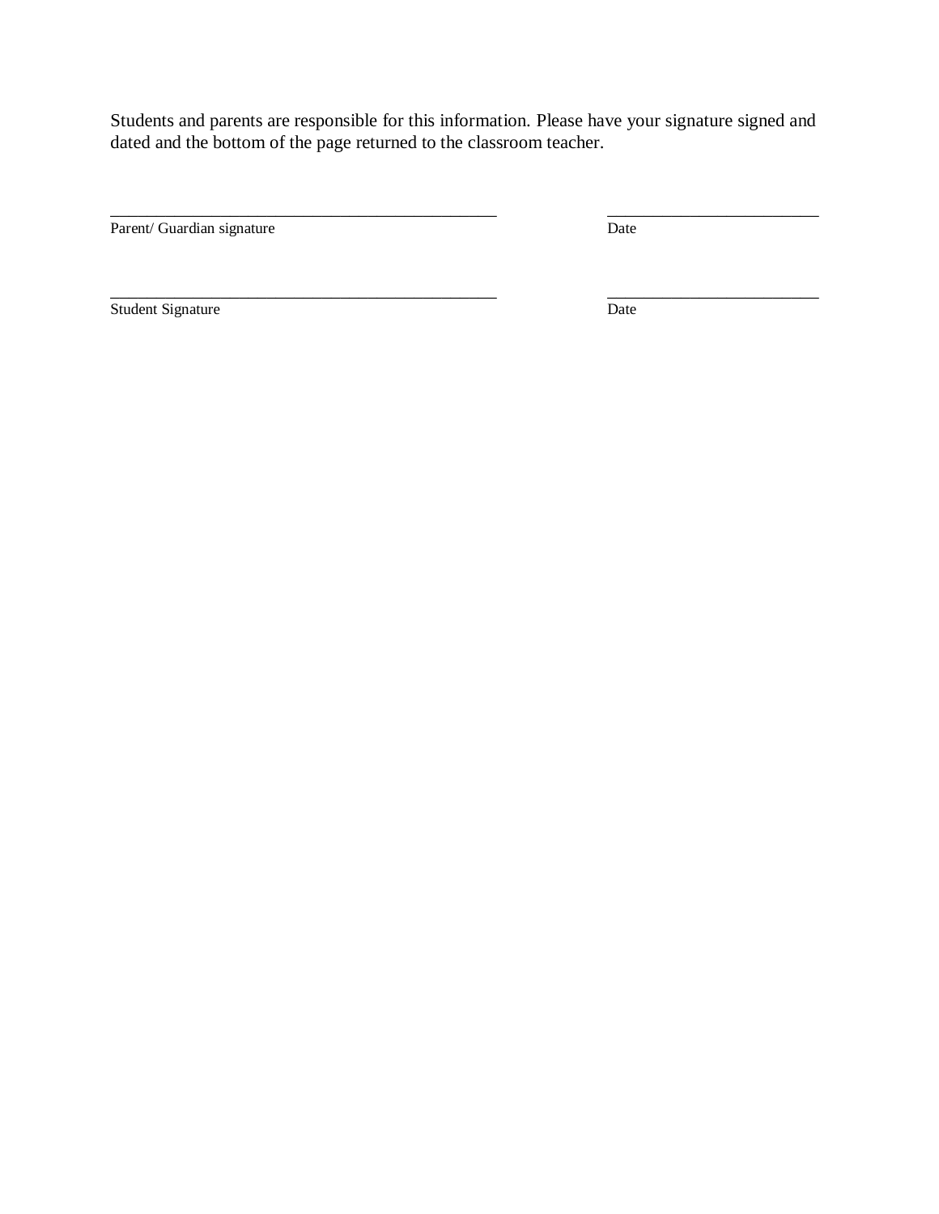Students and parents are responsible for this information. Please have your signature signed and dated and the bottom of the page returned to the classroom teacher.

_________________________________________________ ___________________________

Parent/ Guardian signature Date

_________________________________________________ ___________________________

Student Signature Date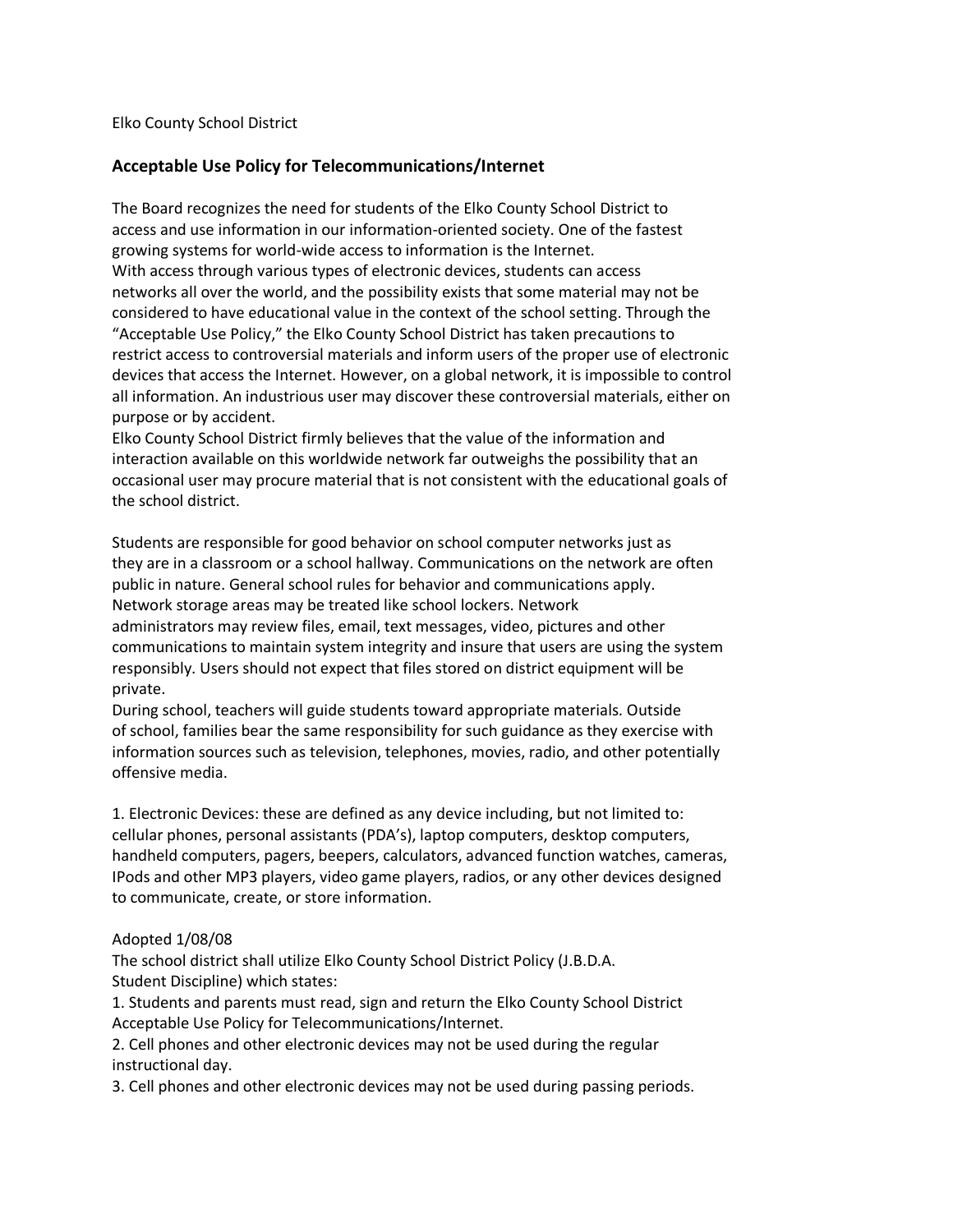Elko County School District

## Acceptable Use Policy for Telecommunications/Internet

The Board recognizes the need for students of the Elko County School District to access and use information in our information-oriented society. One of the fastest growing systems for world-wide access to information is the Internet.
With access through various types of electronic devices, students can access networks all over the world, and the possibility exists that some material may not be considered to have educational value in the context of the school setting. Through the "Acceptable Use Policy," the Elko County School District has taken precautions to restrict access to controversial materials and inform users of the proper use of electronic devices that access the Internet. However, on a global network, it is impossible to control all information. An industrious user may discover these controversial materials, either on purpose or by accident.
Elko County School District firmly believes that the value of the information and interaction available on this worldwide network far outweighs the possibility that an occasional user may procure material that is not consistent with the educational goals of the school district.

Students are responsible for good behavior on school computer networks just as they are in a classroom or a school hallway. Communications on the network are often public in nature. General school rules for behavior and communications apply. Network storage areas may be treated like school lockers. Network administrators may review files, email, text messages, video, pictures and other communications to maintain system integrity and insure that users are using the system responsibly. Users should not expect that files stored on district equipment will be private.
During school, teachers will guide students toward appropriate materials. Outside of school, families bear the same responsibility for such guidance as they exercise with information sources such as television, telephones, movies, radio, and other potentially offensive media.

1. Electronic Devices: these are defined as any device including, but not limited to: cellular phones, personal assistants (PDA's), laptop computers, desktop computers, handheld computers, pagers, beepers, calculators, advanced function watches, cameras, IPods and other MP3 players, video game players, radios, or any other devices designed to communicate, create, or store information.

Adopted 1/08/08
The school district shall utilize Elko County School District Policy (J.B.D.A. Student Discipline) which states:
1. Students and parents must read, sign and return the Elko County School District Acceptable Use Policy for Telecommunications/Internet.
2. Cell phones and other electronic devices may not be used during the regular instructional day.
3. Cell phones and other electronic devices may not be used during passing periods.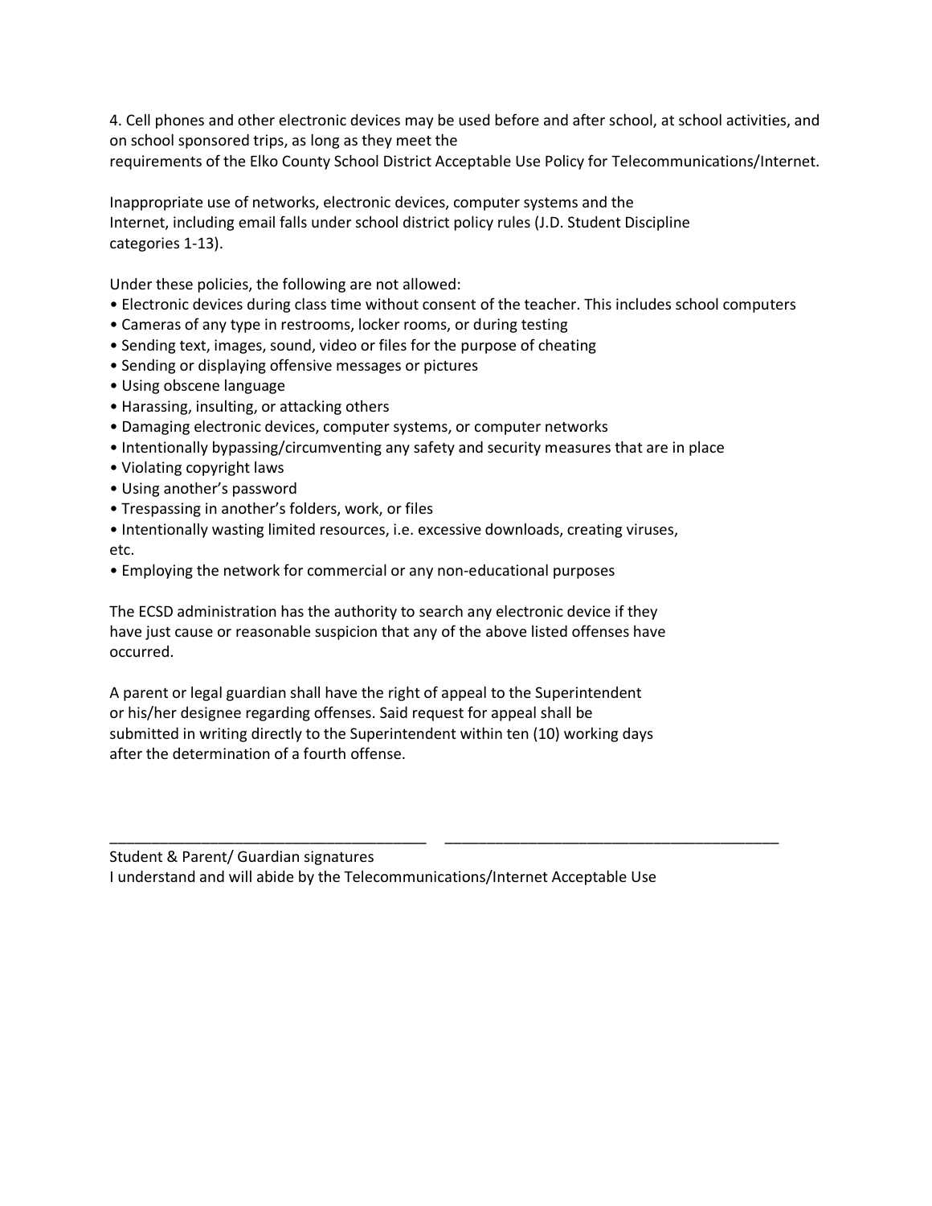4. Cell phones and other electronic devices may be used before and after school, at school activities, and on school sponsored trips, as long as they meet the requirements of the Elko County School District Acceptable Use Policy for Telecommunications/Internet.

Inappropriate use of networks, electronic devices, computer systems and the Internet, including email falls under school district policy rules (J.D. Student Discipline categories 1-13).

Under these policies, the following are not allowed:

- Electronic devices during class time without consent of the teacher. This includes school computers
- Cameras of any type in restrooms, locker rooms, or during testing
- Sending text, images, sound, video or files for the purpose of cheating
- Sending or displaying offensive messages or pictures
- Using obscene language
- Harassing, insulting, or attacking others
- Damaging electronic devices, computer systems, or computer networks
- Intentionally bypassing/circumventing any safety and security measures that are in place
- Violating copyright laws
- Using another's password
- Trespassing in another's folders, work, or files
- Intentionally wasting limited resources, i.e. excessive downloads, creating viruses, etc.
- Employing the network for commercial or any non-educational purposes

The ECSD administration has the authority to search any electronic device if they have just cause or reasonable suspicion that any of the above listed offenses have occurred.

A parent or legal guardian shall have the right of appeal to the Superintendent or his/her designee regarding offenses. Said request for appeal shall be submitted in writing directly to the Superintendent within ten (10) working days after the determination of a fourth offense.

\_\_\_\_\_\_\_\_\_\_\_\_\_\_\_\_\_\_\_\_\_\_\_\_\_\_\_\_\_\_\_\_\_\_\_\_\_\_\_\_ \_\_\_\_\_\_\_\_\_\_\_\_\_\_\_\_\_\_\_\_\_\_\_\_\_\_\_\_\_\_\_\_\_\_\_\_\_\_\_\_\_\_\_

Student & Parent/ Guardian signatures

I understand and will abide by the Telecommunications/Internet Acceptable Use